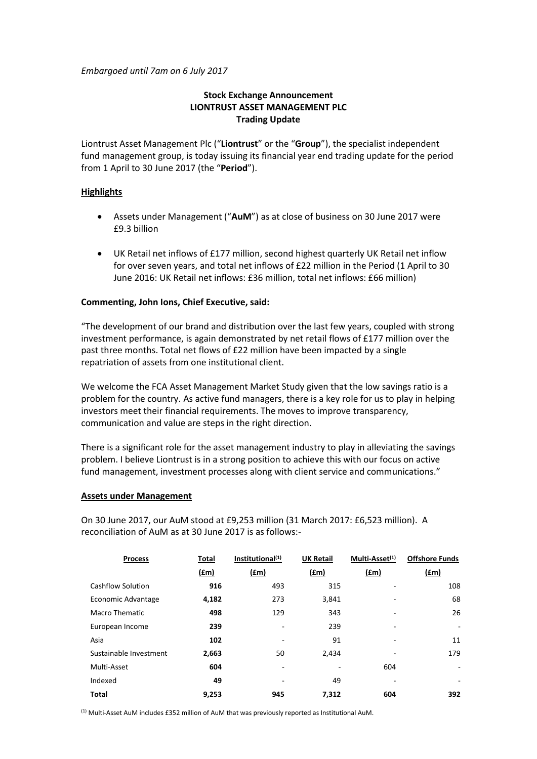*Embargoed until 7am on 6 July 2017*

**Stock Exchange Announcement**
**LIONTRUST ASSET MANAGEMENT PLC**
**Trading Update**

Liontrust Asset Management Plc ("**Liontrust**" or the "**Group**"), the specialist independent fund management group, is today issuing its financial year end trading update for the period from 1 April to 30 June 2017 (the "**Period**").

## Highlights

- Assets under Management ("**AuM**") as at close of business on 30 June 2017 were £9.3 billion
- UK Retail net inflows of £177 million, second highest quarterly UK Retail net inflow for over seven years, and total net inflows of £22 million in the Period (1 April to 30 June 2016: UK Retail net inflows: £36 million, total net inflows: £66 million)

**Commenting, John Ions, Chief Executive, said:**

"The development of our brand and distribution over the last few years, coupled with strong investment performance, is again demonstrated by net retail flows of £177 million over the past three months. Total net flows of £22 million have been impacted by a single repatriation of assets from one institutional client.

We welcome the FCA Asset Management Market Study given that the low savings ratio is a problem for the country. As active fund managers, there is a key role for us to play in helping investors meet their financial requirements. The moves to improve transparency, communication and value are steps in the right direction.

There is a significant role for the asset management industry to play in alleviating the savings problem. I believe Liontrust is in a strong position to achieve this with our focus on active fund management, investment processes along with client service and communications."

## Assets under Management

On 30 June 2017, our AuM stood at £9,253 million (31 March 2017: £6,523 million). A reconciliation of AuM as at 30 June 2017 is as follows:-

| Process | Total (£m) | Institutional[1] (£m) | UK Retail (£m) | Multi-Asset[1] (£m) | Offshore Funds (£m) |
|---|---|---|---|---|---|
| Cashflow Solution | **916** | 493 | 315 | - | 108 |
| Economic Advantage | **4,182** | 273 | 3,841 | - | 68 |
| Macro Thematic | **498** | 129 | 343 | - | 26 |
| European Income | **239** | - | 239 | - | - |
| Asia | **102** | - | 91 | - | 11 |
| Sustainable Investment | **2,663** | 50 | 2,434 | - | 179 |
| Multi-Asset | **604** | - | - | 604 | - |
| Indexed | **49** | - | 49 | - | - |
| **Total** | **9,253** | **945** | **7,312** | **604** | **392** |

[1] Multi-Asset AuM includes £352 million of AuM that was previously reported as Institutional AuM.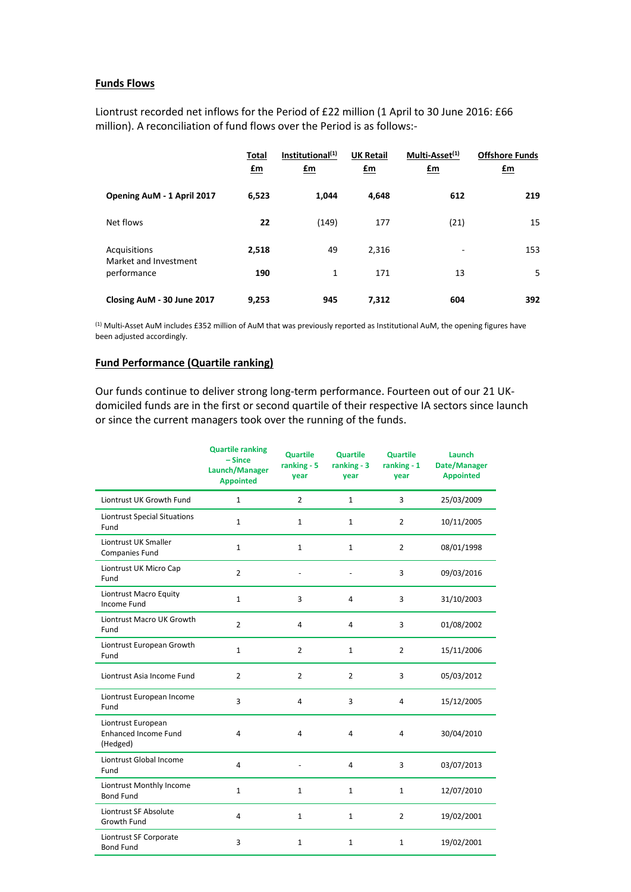## Funds Flows

Liontrust recorded net inflows for the Period of £22 million (1 April to 30 June 2016: £66 million). A reconciliation of fund flows over the Period is as follows:-

| | Total £m | Institutional[(1)] £m | UK Retail £m | Multi-Asset[(1)] £m | Offshore Funds £m |
|---|---|---|---|---|---|
| **Opening AuM - 1 April 2017** | **6,523** | **1,044** | **4,648** | **612** | **219** |
| Net flows | **22** | (149) | 177 | (21) | 15 |
| Acquisitions | **2,518** | 49 | 2,316 | - | 153 |
| Market and Investment performance | **190** | 1 | 171 | 13 | 5 |
| **Closing AuM - 30 June 2017** | **9,253** | **945** | **7,312** | **604** | **392** |

(1) Multi-Asset AuM includes £352 million of AuM that was previously reported as Institutional AuM, the opening figures have been adjusted accordingly.

## Fund Performance (Quartile ranking)

Our funds continue to deliver strong long-term performance. Fourteen out of our 21 UK-domiciled funds are in the first or second quartile of their respective IA sectors since launch or since the current managers took over the running of the funds.

| | Quartile ranking – Since Launch/Manager Appointed | Quartile ranking - 5 year | Quartile ranking - 3 year | Quartile ranking - 1 year | Launch Date/Manager Appointed |
|---|---|---|---|---|---|
| Liontrust UK Growth Fund | 1 | 2 | 1 | 3 | 25/03/2009 |
| Liontrust Special Situations Fund | 1 | 1 | 1 | 2 | 10/11/2005 |
| Liontrust UK Smaller Companies Fund | 1 | 1 | 1 | 2 | 08/01/1998 |
| Liontrust UK Micro Cap Fund | 2 | - | - | 3 | 09/03/2016 |
| Liontrust Macro Equity Income Fund | 1 | 3 | 4 | 3 | 31/10/2003 |
| Liontrust Macro UK Growth Fund | 2 | 4 | 4 | 3 | 01/08/2002 |
| Liontrust European Growth Fund | 1 | 2 | 1 | 2 | 15/11/2006 |
| Liontrust Asia Income Fund | 2 | 2 | 2 | 3 | 05/03/2012 |
| Liontrust European Income Fund | 3 | 4 | 3 | 4 | 15/12/2005 |
| Liontrust European Enhanced Income Fund (Hedged) | 4 | 4 | 4 | 4 | 30/04/2010 |
| Liontrust Global Income Fund | 4 | - | 4 | 3 | 03/07/2013 |
| Liontrust Monthly Income Bond Fund | 1 | 1 | 1 | 1 | 12/07/2010 |
| Liontrust SF Absolute Growth Fund | 4 | 1 | 1 | 2 | 19/02/2001 |
| Liontrust SF Corporate Bond Fund | 3 | 1 | 1 | 1 | 19/02/2001 |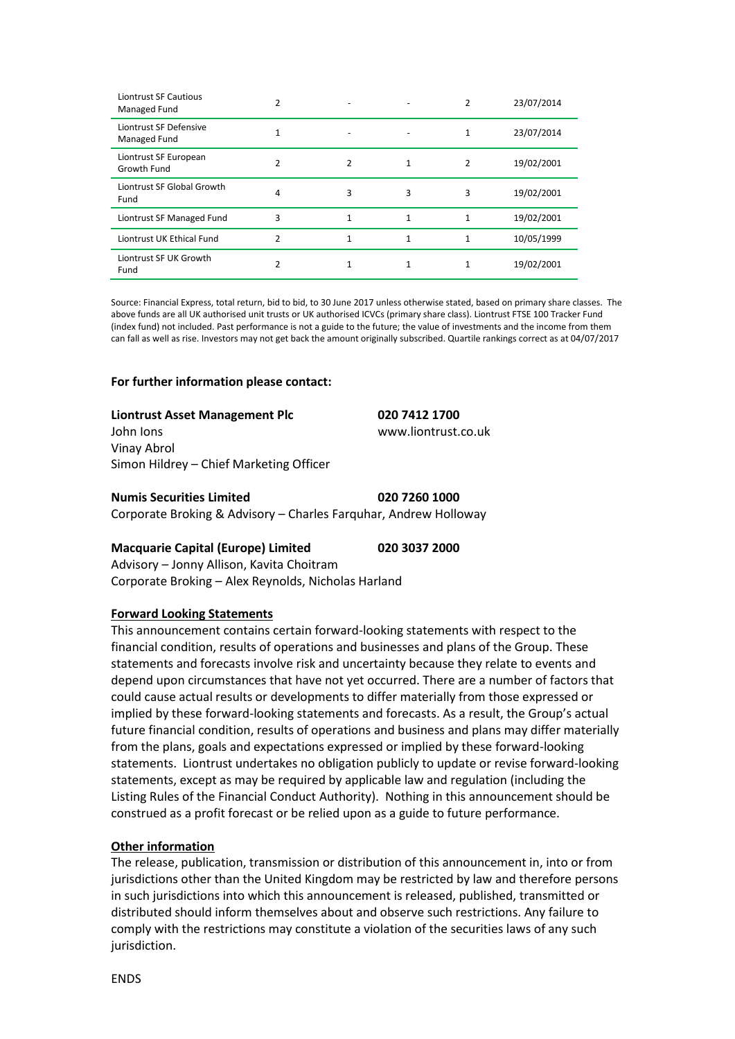| | | | | | |
|---|---|---|---|---|---|
| Liontrust SF Cautious Managed Fund | 2 | - | - | 2 | 23/07/2014 |
| Liontrust SF Defensive Managed Fund | 1 | - | - | 1 | 23/07/2014 |
| Liontrust SF European Growth Fund | 2 | 2 | 1 | 2 | 19/02/2001 |
| Liontrust SF Global Growth Fund | 4 | 3 | 3 | 3 | 19/02/2001 |
| Liontrust SF Managed Fund | 3 | 1 | 1 | 1 | 19/02/2001 |
| Liontrust UK Ethical Fund | 2 | 1 | 1 | 1 | 10/05/1999 |
| Liontrust SF UK Growth Fund | 2 | 1 | 1 | 1 | 19/02/2001 |

Source: Financial Express, total return, bid to bid, to 30 June 2017 unless otherwise stated, based on primary share classes. The above funds are all UK authorised unit trusts or UK authorised ICVCs (primary share class). Liontrust FTSE 100 Tracker Fund (index fund) not included. Past performance is not a guide to the future; the value of investments and the income from them can fall as well as rise. Investors may not get back the amount originally subscribed. Quartile rankings correct as at 04/07/2017

**For further information please contact:**

**Liontrust Asset Management Plc** **020 7412 1700**
John Ions www.liontrust.co.uk
Vinay Abrol
Simon Hildrey – Chief Marketing Officer

**Numis Securities Limited** **020 7260 1000**
Corporate Broking & Advisory – Charles Farquhar, Andrew Holloway

**Macquarie Capital (Europe) Limited** **020 3037 2000**
Advisory – Jonny Allison, Kavita Choitram
Corporate Broking – Alex Reynolds, Nicholas Harland

**Forward Looking Statements**

This announcement contains certain forward-looking statements with respect to the financial condition, results of operations and businesses and plans of the Group. These statements and forecasts involve risk and uncertainty because they relate to events and depend upon circumstances that have not yet occurred. There are a number of factors that could cause actual results or developments to differ materially from those expressed or implied by these forward-looking statements and forecasts. As a result, the Group's actual future financial condition, results of operations and business and plans may differ materially from the plans, goals and expectations expressed or implied by these forward-looking statements. Liontrust undertakes no obligation publicly to update or revise forward-looking statements, except as may be required by applicable law and regulation (including the Listing Rules of the Financial Conduct Authority). Nothing in this announcement should be construed as a profit forecast or be relied upon as a guide to future performance.

**Other information**

The release, publication, transmission or distribution of this announcement in, into or from jurisdictions other than the United Kingdom may be restricted by law and therefore persons in such jurisdictions into which this announcement is released, published, transmitted or distributed should inform themselves about and observe such restrictions. Any failure to comply with the restrictions may constitute a violation of the securities laws of any such jurisdiction.

ENDS